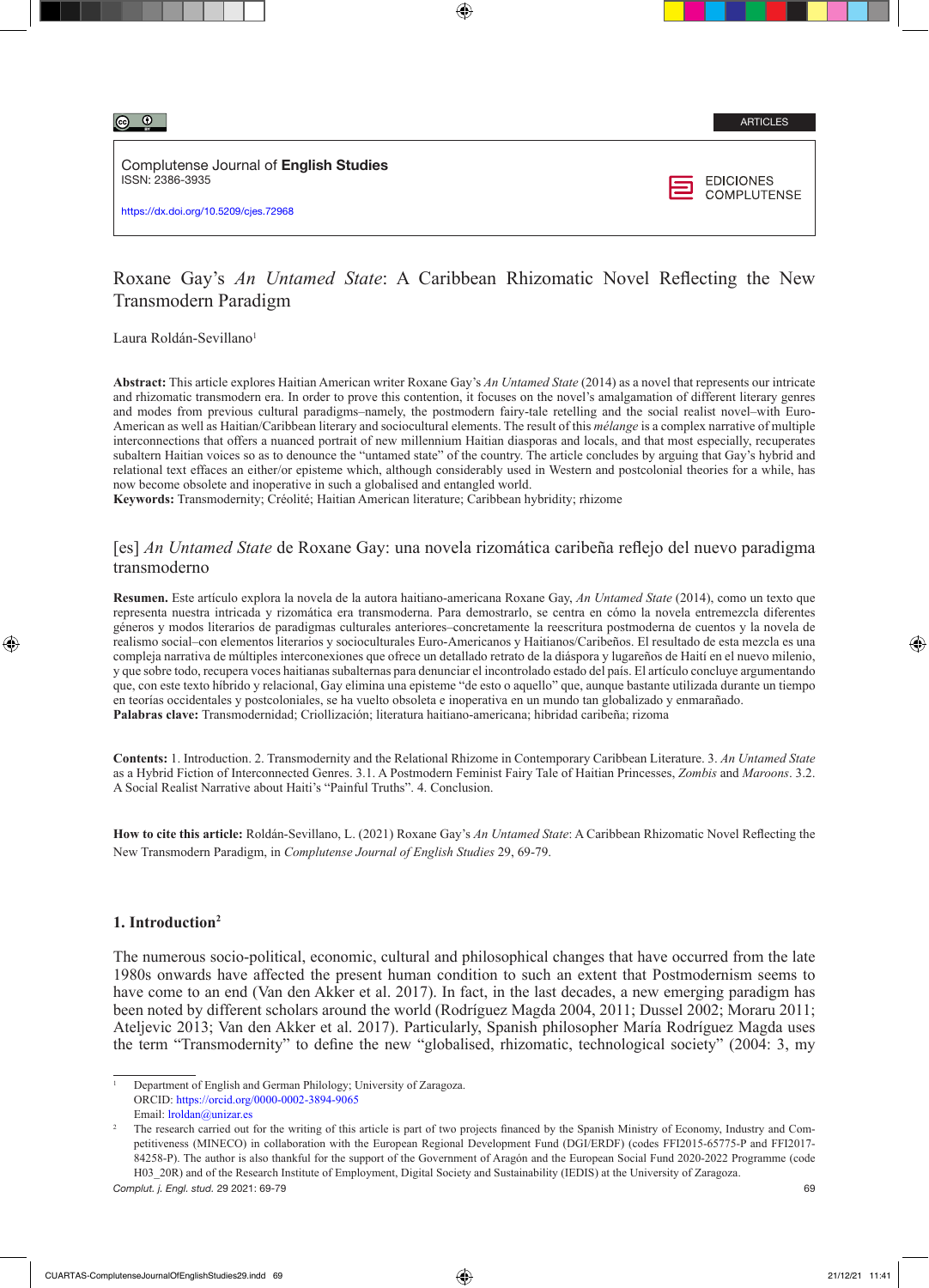ARTICLES

Complutense Journal of **English Studies**
ISSN: 2386-3935

https://dx.doi.org/10.5209/cjes.72968

EDICIONES COMPLUTENSE

# Roxane Gay's *An Untamed State*: A Caribbean Rhizomatic Novel Reflecting the New Transmodern Paradigm

Laura Roldán-Sevillano[1]

**Abstract:** This article explores Haitian American writer Roxane Gay's *An Untamed State* (2014) as a novel that represents our intricate and rhizomatic transmodern era. In order to prove this contention, it focuses on the novel's amalgamation of different literary genres and modes from previous cultural paradigms–namely, the postmodern fairy-tale retelling and the social realist novel–with Euro-American as well as Haitian/Caribbean literary and sociocultural elements. The result of this *mélange* is a complex narrative of multiple interconnections that offers a nuanced portrait of new millennium Haitian diasporas and locals, and that most especially, recuperates subaltern Haitian voices so as to denounce the "untamed state" of the country. The article concludes by arguing that Gay's hybrid and relational text effaces an either/or episteme which, although considerably used in Western and postcolonial theories for a while, has now become obsolete and inoperative in such a globalised and entangled world.
**Keywords:** Transmodernity; Créolité; Haitian American literature; Caribbean hybridity; rhizome

## [es] *An Untamed State* de Roxane Gay: una novela rizomática caribeña reflejo del nuevo paradigma transmoderno

**Resumen.** Este artículo explora la novela de la autora haitiano-americana Roxane Gay, *An Untamed State* (2014), como un texto que representa nuestra intricada y rizomática era transmoderna. Para demostrarlo, se centra en cómo la novela entremezcla diferentes géneros y modos literarios de paradigmas culturales anteriores–concretamente la reescritura postmoderna de cuentos y la novela de realismo social–con elementos literarios y socioculturales Euro-Americanos y Haitianos/Caribeños. El resultado de esta mezcla es una compleja narrativa de múltiples interconexiones que ofrece un detallado retrato de la diáspora y lugareños de Haití en el nuevo milenio, y que sobre todo, recupera voces haitianas subalternas para denunciar el incontrolado estado del país. El artículo concluye argumentando que, con este texto híbrido y relacional, Gay elimina una episteme "de esto o aquello" que, aunque bastante utilizada durante un tiempo en teorías occidentales y postcoloniales, se ha vuelto obsoleta e inoperativa en un mundo tan globalizado y enmarañado.
**Palabras clave:** Transmodernidad; Criollización; literatura haitiano-americana; hibridad caribeña; rizoma

**Contents:** 1. Introduction. 2. Transmodernity and the Relational Rhizome in Contemporary Caribbean Literature. 3. *An Untamed State* as a Hybrid Fiction of Interconnected Genres. 3.1. A Postmodern Feminist Fairy Tale of Haitian Princesses, *Zombis* and *Maroons*. 3.2. A Social Realist Narrative about Haiti's "Painful Truths". 4. Conclusion.

**How to cite this article:** Roldán-Sevillano, L. (2021) Roxane Gay's *An Untamed State*: A Caribbean Rhizomatic Novel Reflecting the New Transmodern Paradigm, in *Complutense Journal of English Studies* 29, 69-79.

## 1. Introduction[2]

The numerous socio-political, economic, cultural and philosophical changes that have occurred from the late 1980s onwards have affected the present human condition to such an extent that Postmodernism seems to have come to an end (Van den Akker et al. 2017). In fact, in the last decades, a new emerging paradigm has been noted by different scholars around the world (Rodríguez Magda 2004, 2011; Dussel 2002; Moraru 2011; Ateljevic 2013; Van den Akker et al. 2017). Particularly, Spanish philosopher María Rodríguez Magda uses the term "Transmodernity" to define the new "globalised, rhizomatic, technological society" (2004: 3, my

[1] Department of English and German Philology; University of Zaragoza.
ORCID: https://orcid.org/0000-0002-3894-9065
Email: lroldan@unizar.es

[2] The research carried out for the writing of this article is part of two projects financed by the Spanish Ministry of Economy, Industry and Competitiveness (MINECO) in collaboration with the European Regional Development Fund (DGI/ERDF) (codes FFI2015-65775-P and FFI2017-84258-P). The author is also thankful for the support of the Government of Aragón and the European Social Fund 2020-2022 Programme (code H03_20R) and of the Research Institute of Employment, Digital Society and Sustainability (IEDIS) at the University of Zaragoza.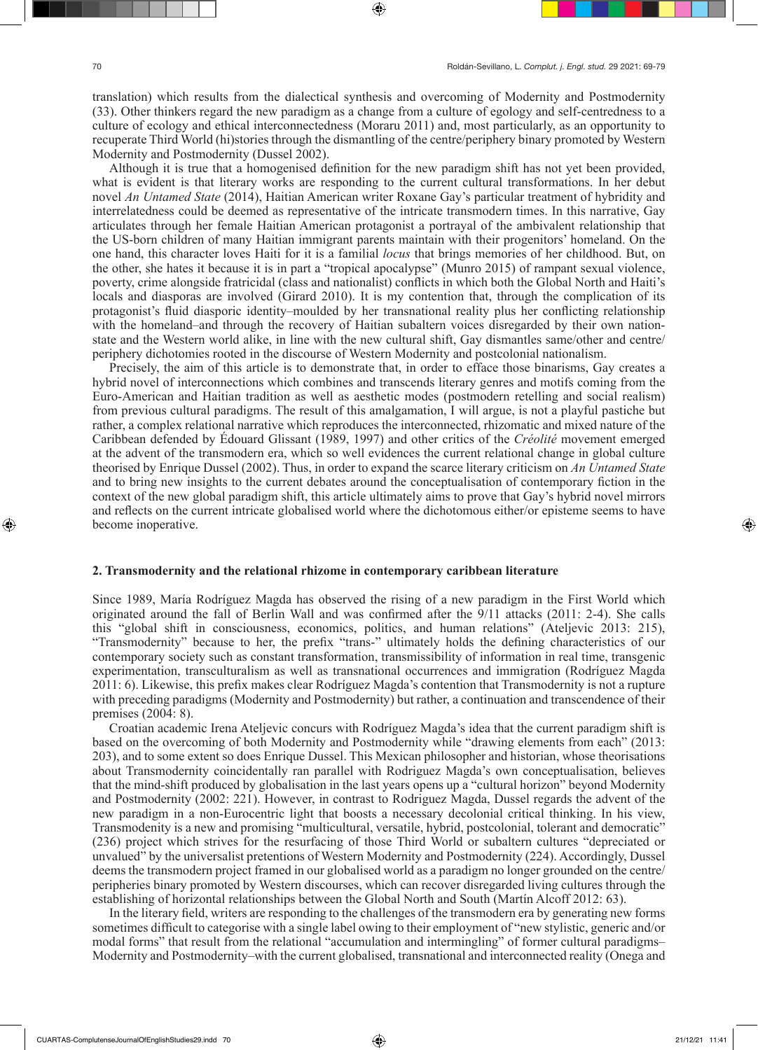translation) which results from the dialectical synthesis and overcoming of Modernity and Postmodernity (33). Other thinkers regard the new paradigm as a change from a culture of egology and self-centredness to a culture of ecology and ethical interconnectedness (Moraru 2011) and, most particularly, as an opportunity to recuperate Third World (hi)stories through the dismantling of the centre/periphery binary promoted by Western Modernity and Postmodernity (Dussel 2002).

Although it is true that a homogenised definition for the new paradigm shift has not yet been provided, what is evident is that literary works are responding to the current cultural transformations. In her debut novel *An Untamed State* (2014), Haitian American writer Roxane Gay's particular treatment of hybridity and interrelatedness could be deemed as representative of the intricate transmodern times. In this narrative, Gay articulates through her female Haitian American protagonist a portrayal of the ambivalent relationship that the US-born children of many Haitian immigrant parents maintain with their progenitors' homeland. On the one hand, this character loves Haiti for it is a familial *locus* that brings memories of her childhood. But, on the other, she hates it because it is in part a "tropical apocalypse" (Munro 2015) of rampant sexual violence, poverty, crime alongside fratricidal (class and nationalist) conflicts in which both the Global North and Haiti's locals and diasporas are involved (Girard 2010). It is my contention that, through the complication of its protagonist's fluid diasporic identity–moulded by her transnational reality plus her conflicting relationship with the homeland–and through the recovery of Haitian subaltern voices disregarded by their own nation-state and the Western world alike, in line with the new cultural shift, Gay dismantles same/other and centre/periphery dichotomies rooted in the discourse of Western Modernity and postcolonial nationalism.

Precisely, the aim of this article is to demonstrate that, in order to efface those binarisms, Gay creates a hybrid novel of interconnections which combines and transcends literary genres and motifs coming from the Euro-American and Haitian tradition as well as aesthetic modes (postmodern retelling and social realism) from previous cultural paradigms. The result of this amalgamation, I will argue, is not a playful pastiche but rather, a complex relational narrative which reproduces the interconnected, rhizomatic and mixed nature of the Caribbean defended by Édouard Glissant (1989, 1997) and other critics of the *Créolité* movement emerged at the advent of the transmodern era, which so well evidences the current relational change in global culture theorised by Enrique Dussel (2002). Thus, in order to expand the scarce literary criticism on *An Untamed State* and to bring new insights to the current debates around the conceptualisation of contemporary fiction in the context of the new global paradigm shift, this article ultimately aims to prove that Gay's hybrid novel mirrors and reflects on the current intricate globalised world where the dichotomous either/or episteme seems to have become inoperative.

## 2. Transmodernity and the relational rhizome in contemporary caribbean literature

Since 1989, María Rodríguez Magda has observed the rising of a new paradigm in the First World which originated around the fall of Berlin Wall and was confirmed after the 9/11 attacks (2011: 2-4). She calls this "global shift in consciousness, economics, politics, and human relations" (Ateljevic 2013: 215), "Transmodernity" because to her, the prefix "trans-" ultimately holds the defining characteristics of our contemporary society such as constant transformation, transmissibility of information in real time, transgenic experimentation, transculturalism as well as transnational occurrences and immigration (Rodríguez Magda 2011: 6). Likewise, this prefix makes clear Rodríguez Magda's contention that Transmodernity is not a rupture with preceding paradigms (Modernity and Postmodernity) but rather, a continuation and transcendence of their premises (2004: 8).

Croatian academic Irena Ateljevic concurs with Rodríguez Magda's idea that the current paradigm shift is based on the overcoming of both Modernity and Postmodernity while "drawing elements from each" (2013: 203), and to some extent so does Enrique Dussel. This Mexican philosopher and historian, whose theorisations about Transmodernity coincidentally ran parallel with Rodriguez Magda's own conceptualisation, believes that the mind-shift produced by globalisation in the last years opens up a "cultural horizon" beyond Modernity and Postmodernity (2002: 221). However, in contrast to Rodriguez Magda, Dussel regards the advent of the new paradigm in a non-Eurocentric light that boosts a necessary decolonial critical thinking. In his view, Transmodenity is a new and promising "multicultural, versatile, hybrid, postcolonial, tolerant and democratic" (236) project which strives for the resurfacing of those Third World or subaltern cultures "depreciated or unvalued" by the universalist pretentions of Western Modernity and Postmodernity (224). Accordingly, Dussel deems the transmodern project framed in our globalised world as a paradigm no longer grounded on the centre/peripheries binary promoted by Western discourses, which can recover disregarded living cultures through the establishing of horizontal relationships between the Global North and South (Martín Alcoff 2012: 63).

In the literary field, writers are responding to the challenges of the transmodern era by generating new forms sometimes difficult to categorise with a single label owing to their employment of "new stylistic, generic and/or modal forms" that result from the relational "accumulation and intermingling" of former cultural paradigms–Modernity and Postmodernity–with the current globalised, transnational and interconnected reality (Onega and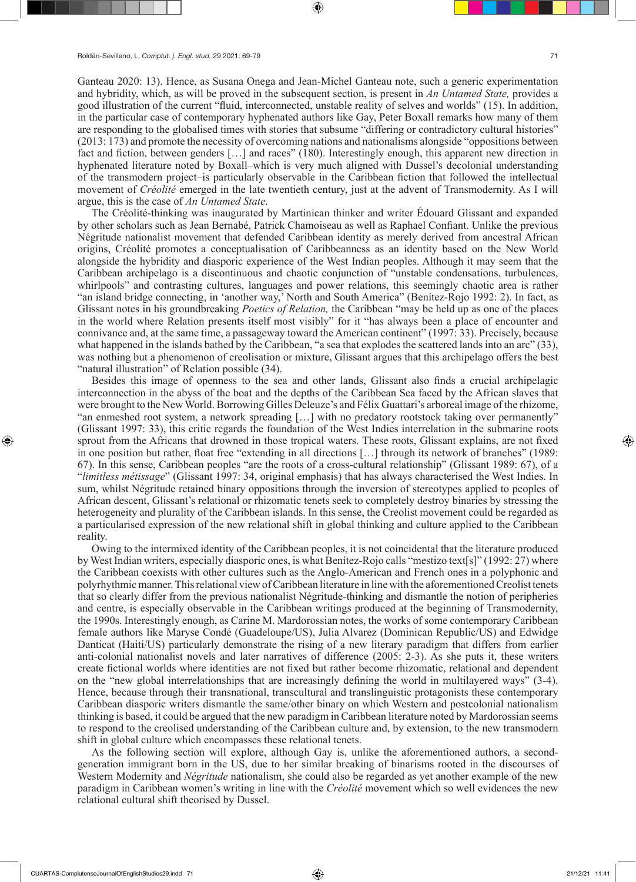Ganteau 2020: 13). Hence, as Susana Onega and Jean-Michel Ganteau note, such a generic experimentation and hybridity, which, as will be proved in the subsequent section, is present in *An Untamed State,* provides a good illustration of the current "fluid, interconnected, unstable reality of selves and worlds" (15). In addition, in the particular case of contemporary hyphenated authors like Gay, Peter Boxall remarks how many of them are responding to the globalised times with stories that subsume "differing or contradictory cultural histories" (2013: 173) and promote the necessity of overcoming nations and nationalisms alongside "oppositions between fact and fiction, between genders […] and races" (180). Interestingly enough, this apparent new direction in hyphenated literature noted by Boxall–which is very much aligned with Dussel's decolonial understanding of the transmodern project–is particularly observable in the Caribbean fiction that followed the intellectual movement of *Créolité* emerged in the late twentieth century, just at the advent of Transmodernity. As I will argue, this is the case of *An Untamed State*.

The Créolité-thinking was inaugurated by Martinican thinker and writer Édouard Glissant and expanded by other scholars such as Jean Bernabé, Patrick Chamoiseau as well as Raphael Confiant. Unlike the previous Négritude nationalist movement that defended Caribbean identity as merely derived from ancestral African origins, Créolité promotes a conceptualisation of Caribbeanness as an identity based on the New World alongside the hybridity and diasporic experience of the West Indian peoples. Although it may seem that the Caribbean archipelago is a discontinuous and chaotic conjunction of "unstable condensations, turbulences, whirlpools" and contrasting cultures, languages and power relations, this seemingly chaotic area is rather "an island bridge connecting, in 'another way,' North and South America" (Benítez-Rojo 1992: 2). In fact, as Glissant notes in his groundbreaking *Poetics of Relation,* the Caribbean "may be held up as one of the places in the world where Relation presents itself most visibly" for it "has always been a place of encounter and connivance and, at the same time, a passageway toward the American continent" (1997: 33). Precisely, because what happened in the islands bathed by the Caribbean, "a sea that explodes the scattered lands into an arc" (33), was nothing but a phenomenon of creolisation or mixture, Glissant argues that this archipelago offers the best "natural illustration" of Relation possible (34).

Besides this image of openness to the sea and other lands, Glissant also finds a crucial archipelagic interconnection in the abyss of the boat and the depths of the Caribbean Sea faced by the African slaves that were brought to the New World. Borrowing Gilles Deleuze's and Félix Guattari's arboreal image of the rhizome, "an enmeshed root system, a network spreading […] with no predatory rootstock taking over permanently" (Glissant 1997: 33), this critic regards the foundation of the West Indies interrelation in the submarine roots sprout from the Africans that drowned in those tropical waters. These roots, Glissant explains, are not fixed in one position but rather, float free "extending in all directions […] through its network of branches" (1989: 67). In this sense, Caribbean peoples "are the roots of a cross-cultural relationship" (Glissant 1989: 67), of a "*limitless métissage*" (Glissant 1997: 34, original emphasis) that has always characterised the West Indies. In sum, whilst Négritude retained binary oppositions through the inversion of stereotypes applied to peoples of African descent, Glissant's relational or rhizomatic tenets seek to completely destroy binaries by stressing the heterogeneity and plurality of the Caribbean islands. In this sense, the Creolist movement could be regarded as a particularised expression of the new relational shift in global thinking and culture applied to the Caribbean reality.

Owing to the intermixed identity of the Caribbean peoples, it is not coincidental that the literature produced by West Indian writers, especially diasporic ones, is what Benítez-Rojo calls "mestizo text[s]" (1992: 27) where the Caribbean coexists with other cultures such as the Anglo-American and French ones in a polyphonic and polyrhythmic manner. This relational view of Caribbean literature in line with the aforementioned Creolist tenets that so clearly differ from the previous nationalist Négritude-thinking and dismantle the notion of peripheries and centre, is especially observable in the Caribbean writings produced at the beginning of Transmodernity, the 1990s. Interestingly enough, as Carine M. Mardorossian notes, the works of some contemporary Caribbean female authors like Maryse Condé (Guadeloupe/US), Julia Alvarez (Dominican Republic/US) and Edwidge Danticat (Haiti/US) particularly demonstrate the rising of a new literary paradigm that differs from earlier anti-colonial nationalist novels and later narratives of difference (2005: 2-3). As she puts it, these writers create fictional worlds where identities are not fixed but rather become rhizomatic, relational and dependent on the "new global interrelationships that are increasingly defining the world in multilayered ways" (3-4). Hence, because through their transnational, transcultural and translinguistic protagonists these contemporary Caribbean diasporic writers dismantle the same/other binary on which Western and postcolonial nationalism thinking is based, it could be argued that the new paradigm in Caribbean literature noted by Mardorossian seems to respond to the creolised understanding of the Caribbean culture and, by extension, to the new transmodern shift in global culture which encompasses these relational tenets.

As the following section will explore, although Gay is, unlike the aforementioned authors, a second-generation immigrant born in the US, due to her similar breaking of binarisms rooted in the discourses of Western Modernity and *Négritude* nationalism, she could also be regarded as yet another example of the new paradigm in Caribbean women's writing in line with the *Créolité* movement which so well evidences the new relational cultural shift theorised by Dussel.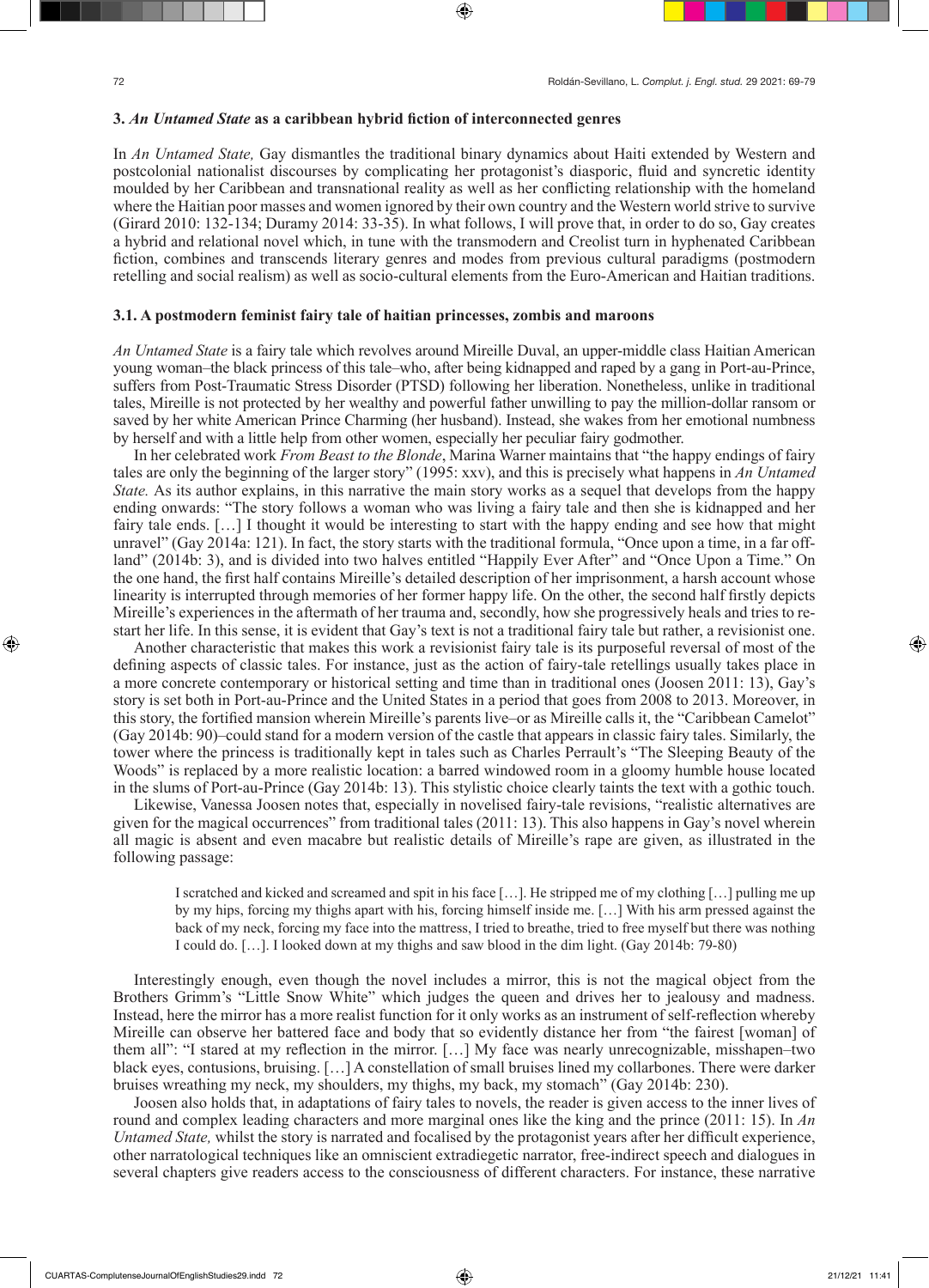## 3. *An Untamed State* as a caribbean hybrid fiction of interconnected genres

In *An Untamed State,* Gay dismantles the traditional binary dynamics about Haiti extended by Western and postcolonial nationalist discourses by complicating her protagonist's diasporic, fluid and syncretic identity moulded by her Caribbean and transnational reality as well as her conflicting relationship with the homeland where the Haitian poor masses and women ignored by their own country and the Western world strive to survive (Girard 2010: 132-134; Duramy 2014: 33-35). In what follows, I will prove that, in order to do so, Gay creates a hybrid and relational novel which, in tune with the transmodern and Creolist turn in hyphenated Caribbean fiction, combines and transcends literary genres and modes from previous cultural paradigms (postmodern retelling and social realism) as well as socio-cultural elements from the Euro-American and Haitian traditions.

### 3.1. A postmodern feminist fairy tale of haitian princesses, zombis and maroons

*An Untamed State* is a fairy tale which revolves around Mireille Duval, an upper-middle class Haitian American young woman–the black princess of this tale–who, after being kidnapped and raped by a gang in Port-au-Prince, suffers from Post-Traumatic Stress Disorder (PTSD) following her liberation. Nonetheless, unlike in traditional tales, Mireille is not protected by her wealthy and powerful father unwilling to pay the million-dollar ransom or saved by her white American Prince Charming (her husband). Instead, she wakes from her emotional numbness by herself and with a little help from other women, especially her peculiar fairy godmother.

In her celebrated work *From Beast to the Blonde*, Marina Warner maintains that "the happy endings of fairy tales are only the beginning of the larger story" (1995: xxv), and this is precisely what happens in *An Untamed State.* As its author explains, in this narrative the main story works as a sequel that develops from the happy ending onwards: "The story follows a woman who was living a fairy tale and then she is kidnapped and her fairy tale ends. […] I thought it would be interesting to start with the happy ending and see how that might unravel" (Gay 2014a: 121). In fact, the story starts with the traditional formula, "Once upon a time, in a far off-land" (2014b: 3), and is divided into two halves entitled "Happily Ever After" and "Once Upon a Time." On the one hand, the first half contains Mireille's detailed description of her imprisonment, a harsh account whose linearity is interrupted through memories of her former happy life. On the other, the second half firstly depicts Mireille's experiences in the aftermath of her trauma and, secondly, how she progressively heals and tries to restart her life. In this sense, it is evident that Gay's text is not a traditional fairy tale but rather, a revisionist one.

Another characteristic that makes this work a revisionist fairy tale is its purposeful reversal of most of the defining aspects of classic tales. For instance, just as the action of fairy-tale retellings usually takes place in a more concrete contemporary or historical setting and time than in traditional ones (Joosen 2011: 13), Gay's story is set both in Port-au-Prince and the United States in a period that goes from 2008 to 2013. Moreover, in this story, the fortified mansion wherein Mireille's parents live–or as Mireille calls it, the "Caribbean Camelot" (Gay 2014b: 90)–could stand for a modern version of the castle that appears in classic fairy tales. Similarly, the tower where the princess is traditionally kept in tales such as Charles Perrault's "The Sleeping Beauty of the Woods" is replaced by a more realistic location: a barred windowed room in a gloomy humble house located in the slums of Port-au-Prince (Gay 2014b: 13). This stylistic choice clearly taints the text with a gothic touch.

Likewise, Vanessa Joosen notes that, especially in novelised fairy-tale revisions, "realistic alternatives are given for the magical occurrences" from traditional tales (2011: 13). This also happens in Gay's novel wherein all magic is absent and even macabre but realistic details of Mireille's rape are given, as illustrated in the following passage:

> I scratched and kicked and screamed and spit in his face […]. He stripped me of my clothing […] pulling me up by my hips, forcing my thighs apart with his, forcing himself inside me. […] With his arm pressed against the back of my neck, forcing my face into the mattress, I tried to breathe, tried to free myself but there was nothing I could do. […]. I looked down at my thighs and saw blood in the dim light. (Gay 2014b: 79-80)

Interestingly enough, even though the novel includes a mirror, this is not the magical object from the Brothers Grimm's "Little Snow White" which judges the queen and drives her to jealousy and madness. Instead, here the mirror has a more realist function for it only works as an instrument of self-reflection whereby Mireille can observe her battered face and body that so evidently distance her from "the fairest [woman] of them all": "I stared at my reflection in the mirror. […] My face was nearly unrecognizable, misshapen–two black eyes, contusions, bruising. […] A constellation of small bruises lined my collarbones. There were darker bruises wreathing my neck, my shoulders, my thighs, my back, my stomach" (Gay 2014b: 230).

Joosen also holds that, in adaptations of fairy tales to novels, the reader is given access to the inner lives of round and complex leading characters and more marginal ones like the king and the prince (2011: 15). In *An Untamed State,* whilst the story is narrated and focalised by the protagonist years after her difficult experience, other narratological techniques like an omniscient extradiegetic narrator, free-indirect speech and dialogues in several chapters give readers access to the consciousness of different characters. For instance, these narrative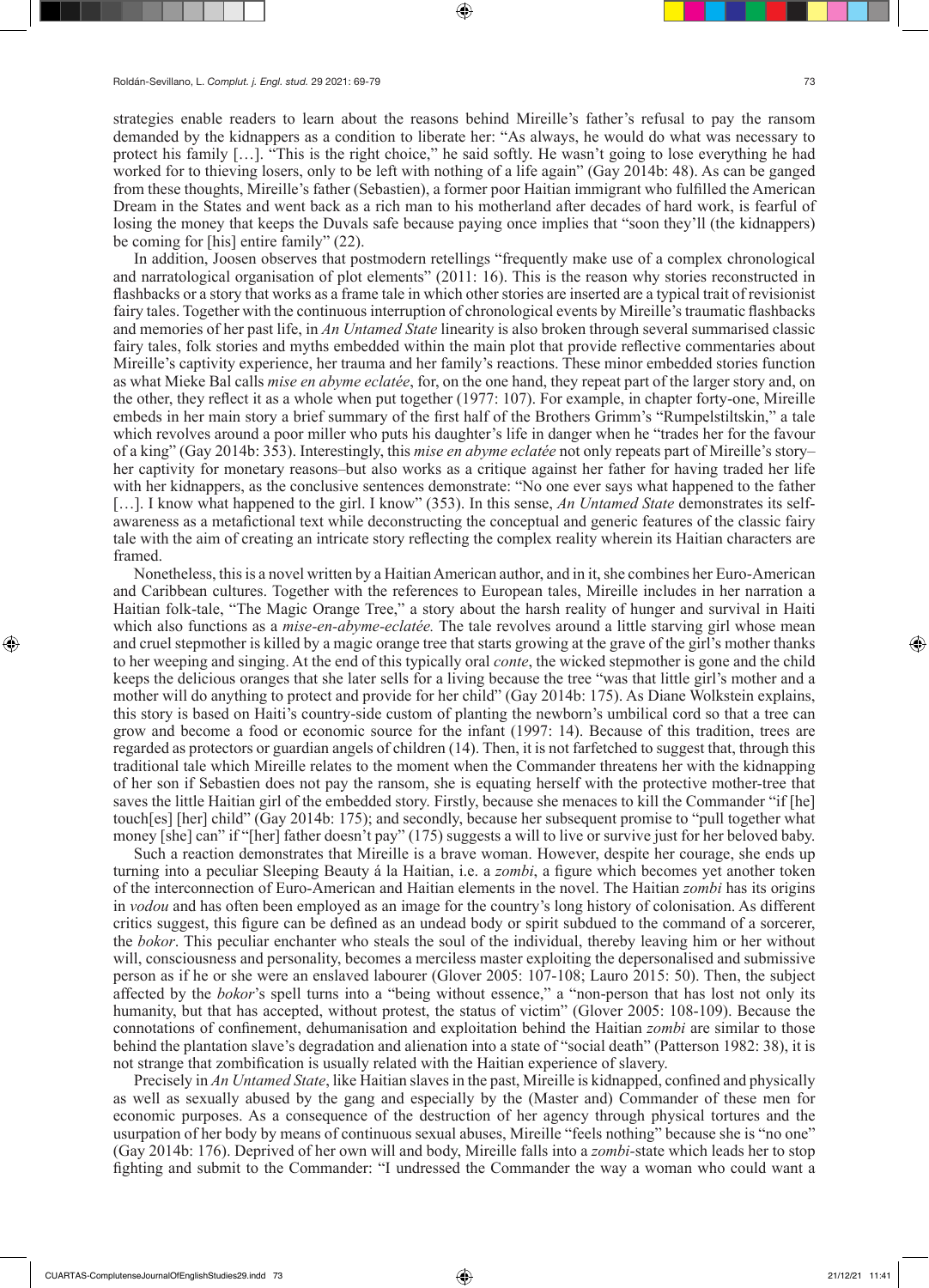strategies enable readers to learn about the reasons behind Mireille's father's refusal to pay the ransom demanded by the kidnappers as a condition to liberate her: "As always, he would do what was necessary to protect his family […]. "This is the right choice," he said softly. He wasn't going to lose everything he had worked for to thieving losers, only to be left with nothing of a life again" (Gay 2014b: 48). As can be gauged from these thoughts, Mireille's father (Sebastien), a former poor Haitian immigrant who fulfilled the American Dream in the States and went back as a rich man to his motherland after decades of hard work, is fearful of losing the money that keeps the Duvals safe because paying once implies that "soon they'll (the kidnappers) be coming for [his] entire family" (22).

In addition, Joosen observes that postmodern retellings "frequently make use of a complex chronological and narratological organisation of plot elements" (2011: 16). This is the reason why stories reconstructed in flashbacks or a story that works as a frame tale in which other stories are inserted are a typical trait of revisionist fairy tales. Together with the continuous interruption of chronological events by Mireille's traumatic flashbacks and memories of her past life, in *An Untamed State* linearity is also broken through several summarised classic fairy tales, folk stories and myths embedded within the main plot that provide reflective commentaries about Mireille's captivity experience, her trauma and her family's reactions. These minor embedded stories function as what Mieke Bal calls *mise en abyme eclatée*, for, on the one hand, they repeat part of the larger story and, on the other, they reflect it as a whole when put together (1977: 107). For example, in chapter forty-one, Mireille embeds in her main story a brief summary of the first half of the Brothers Grimm's "Rumpelstiltskin," a tale which revolves around a poor miller who puts his daughter's life in danger when he "trades her for the favour of a king" (Gay 2014b: 353). Interestingly, this *mise en abyme eclatée* not only repeats part of Mireille's story–her captivity for monetary reasons–but also works as a critique against her father for having traded her life with her kidnappers, as the conclusive sentences demonstrate: "No one ever says what happened to the father […]. I know what happened to the girl. I know" (353). In this sense, *An Untamed State* demonstrates its self-awareness as a metafictional text while deconstructing the conceptual and generic features of the classic fairy tale with the aim of creating an intricate story reflecting the complex reality wherein its Haitian characters are framed.

Nonetheless, this is a novel written by a Haitian American author, and in it, she combines her Euro-American and Caribbean cultures. Together with the references to European tales, Mireille includes in her narration a Haitian folk-tale, "The Magic Orange Tree," a story about the harsh reality of hunger and survival in Haiti which also functions as a *mise-en-abyme-eclatée.* The tale revolves around a little starving girl whose mean and cruel stepmother is killed by a magic orange tree that starts growing at the grave of the girl's mother thanks to her weeping and singing. At the end of this typically oral *conte*, the wicked stepmother is gone and the child keeps the delicious oranges that she later sells for a living because the tree "was that little girl's mother and a mother will do anything to protect and provide for her child" (Gay 2014b: 175). As Diane Wolkstein explains, this story is based on Haiti's country-side custom of planting the newborn's umbilical cord so that a tree can grow and become a food or economic source for the infant (1997: 14). Because of this tradition, trees are regarded as protectors or guardian angels of children (14). Then, it is not farfetched to suggest that, through this traditional tale which Mireille relates to the moment when the Commander threatens her with the kidnapping of her son if Sebastien does not pay the ransom, she is equating herself with the protective mother-tree that saves the little Haitian girl of the embedded story. Firstly, because she menaces to kill the Commander "if [he] touch[es] [her] child" (Gay 2014b: 175); and secondly, because her subsequent promise to "pull together what money [she] can" if "[her] father doesn't pay" (175) suggests a will to live or survive just for her beloved baby.

Such a reaction demonstrates that Mireille is a brave woman. However, despite her courage, she ends up turning into a peculiar Sleeping Beauty á la Haitian, i.e. a *zombi*, a figure which becomes yet another token of the interconnection of Euro-American and Haitian elements in the novel. The Haitian *zombi* has its origins in *vodou* and has often been employed as an image for the country's long history of colonisation. As different critics suggest, this figure can be defined as an undead body or spirit subdued to the command of a sorcerer, the *bokor*. This peculiar enchanter who steals the soul of the individual, thereby leaving him or her without will, consciousness and personality, becomes a merciless master exploiting the depersonalised and submissive person as if he or she were an enslaved labourer (Glover 2005: 107-108; Lauro 2015: 50). Then, the subject affected by the *bokor*'s spell turns into a "being without essence," a "non-person that has lost not only its humanity, but that has accepted, without protest, the status of victim" (Glover 2005: 108-109). Because the connotations of confinement, dehumanisation and exploitation behind the Haitian *zombi* are similar to those behind the plantation slave's degradation and alienation into a state of "social death" (Patterson 1982: 38), it is not strange that zombification is usually related with the Haitian experience of slavery.

Precisely in *An Untamed State*, like Haitian slaves in the past, Mireille is kidnapped, confined and physically as well as sexually abused by the gang and especially by the (Master and) Commander of these men for economic purposes. As a consequence of the destruction of her agency through physical tortures and the usurpation of her body by means of continuous sexual abuses, Mireille "feels nothing" because she is "no one" (Gay 2014b: 176). Deprived of her own will and body, Mireille falls into a *zombi*-state which leads her to stop fighting and submit to the Commander: "I undressed the Commander the way a woman who could want a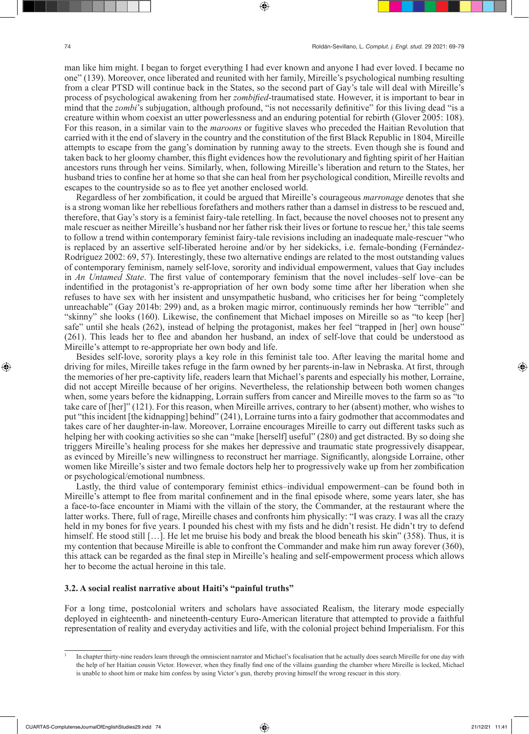man like him might. I began to forget everything I had ever known and anyone I had ever loved. I became no one" (139). Moreover, once liberated and reunited with her family, Mireille's psychological numbing resulting from a clear PTSD will continue back in the States, so the second part of Gay's tale will deal with Mireille's process of psychological awakening from her *zombified*-traumatised state. However, it is important to bear in mind that the *zombi*'s subjugation, although profound, "is not necessarily definitive" for this living dead "is a creature within whom coexist an utter powerlessness and an enduring potential for rebirth (Glover 2005: 108). For this reason, in a similar vain to the *maroons* or fugitive slaves who preceded the Haitian Revolution that carried with it the end of slavery in the country and the constitution of the first Black Republic in 1804, Mireille attempts to escape from the gang's domination by running away to the streets. Even though she is found and taken back to her gloomy chamber, this flight evidences how the revolutionary and fighting spirit of her Haitian ancestors runs through her veins. Similarly, when, following Mireille's liberation and return to the States, her husband tries to confine her at home so that she can heal from her psychological condition, Mireille revolts and escapes to the countryside so as to flee yet another enclosed world.

Regardless of her zombification, it could be argued that Mireille's courageous *marronage* denotes that she is a strong woman like her rebellious forefathers and mothers rather than a damsel in distress to be rescued and, therefore, that Gay's story is a feminist fairy-tale retelling. In fact, because the novel chooses not to present any male rescuer as neither Mireille's husband nor her father risk their lives or fortune to rescue her,[3] this tale seems to follow a trend within contemporary feminist fairy-tale revisions including an inadequate male-rescuer "who is replaced by an assertive self-liberated heroine and/or by her sidekicks, i.e. female-bonding (Fernández-Rodríguez 2002: 69, 57). Interestingly, these two alternative endings are related to the most outstanding values of contemporary feminism, namely self-love, sorority and individual empowerment, values that Gay includes in *An Untamed State*. The first value of contemporary feminism that the novel includes–self love–can be indentified in the protagonist's re-appropriation of her own body some time after her liberation when she refuses to have sex with her insistent and unsympathetic husband, who criticises her for being "completely unreachable" (Gay 2014b: 299) and, as a broken magic mirror, continuously reminds her how "terrible" and "skinny" she looks (160). Likewise, the confinement that Michael imposes on Mireille so as "to keep [her] safe" until she heals (262), instead of helping the protagonist, makes her feel "trapped in [her] own house" (261). This leads her to flee and abandon her husband, an index of self-love that could be understood as Mireille's attempt to re-appropriate her own body and life.

Besides self-love, sorority plays a key role in this feminist tale too. After leaving the marital home and driving for miles, Mireille takes refuge in the farm owned by her parents-in-law in Nebraska. At first, through the memories of her pre-captivity life, readers learn that Michael's parents and especially his mother, Lorraine, did not accept Mireille because of her origins. Nevertheless, the relationship between both women changes when, some years before the kidnapping, Lorrain suffers from cancer and Mireille moves to the farm so as "to take care of [her]" (121). For this reason, when Mireille arrives, contrary to her (absent) mother, who wishes to put "this incident [the kidnapping] behind" (241), Lorraine turns into a fairy godmother that accommodates and takes care of her daughter-in-law. Moreover, Lorraine encourages Mireille to carry out different tasks such as helping her with cooking activities so she can "make [herself] useful" (280) and get distracted. By so doing she triggers Mireille's healing process for she makes her depressive and traumatic state progressively disappear, as evinced by Mireille's new willingness to reconstruct her marriage. Significantly, alongside Lorraine, other women like Mireille's sister and two female doctors help her to progressively wake up from her zombification or psychological/emotional numbness.

Lastly, the third value of contemporary feminist ethics–individual empowerment–can be found both in Mireille's attempt to flee from marital confinement and in the final episode where, some years later, she has a face-to-face encounter in Miami with the villain of the story, the Commander, at the restaurant where the latter works. There, full of rage, Mireille chases and confronts him physically: "I was crazy. I was all the crazy held in my bones for five years. I pounded his chest with my fists and he didn't resist. He didn't try to defend himself. He stood still […]. He let me bruise his body and break the blood beneath his skin" (358). Thus, it is my contention that because Mireille is able to confront the Commander and make him run away forever (360), this attack can be regarded as the final step in Mireille's healing and self-empowerment process which allows her to become the actual heroine in this tale.

### 3.2. A social realist narrative about Haiti's "painful truths"

For a long time, postcolonial writers and scholars have associated Realism, the literary mode especially deployed in eighteenth- and nineteenth-century Euro-American literature that attempted to provide a faithful representation of reality and everyday activities and life, with the colonial project behind Imperialism. For this

[3] In chapter thirty-nine readers learn through the omniscient narrator and Michael's focalisation that he actually does search Mireille for one day with the help of her Haitian cousin Victor. However, when they finally find one of the villains guarding the chamber where Mireille is locked, Michael is unable to shoot him or make him confess by using Victor's gun, thereby proving himself the wrong rescuer in this story.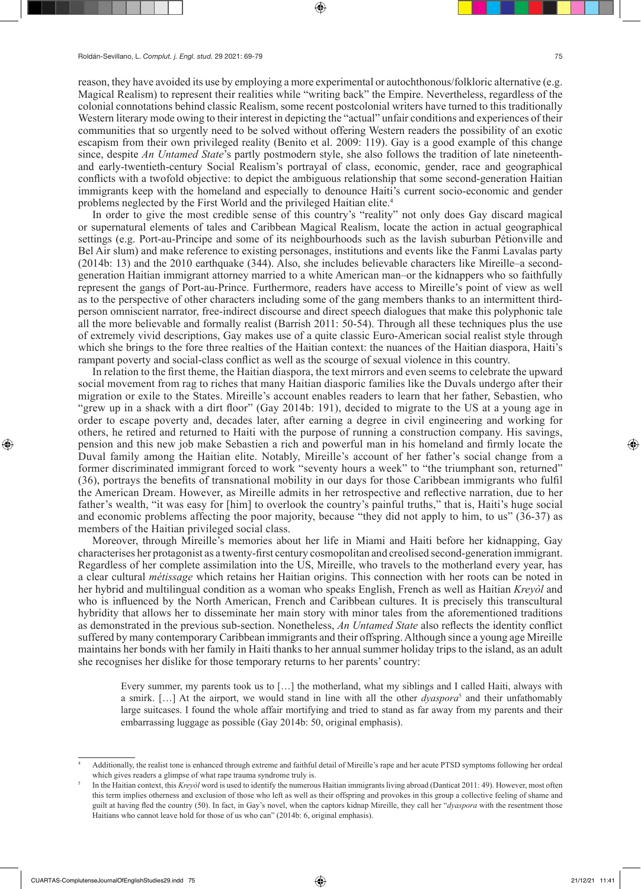reason, they have avoided its use by employing a more experimental or autochthonous/folkloric alternative (e.g. Magical Realism) to represent their realities while "writing back" the Empire. Nevertheless, regardless of the colonial connotations behind classic Realism, some recent postcolonial writers have turned to this traditionally Western literary mode owing to their interest in depicting the "actual" unfair conditions and experiences of their communities that so urgently need to be solved without offering Western readers the possibility of an exotic escapism from their own privileged reality (Benito et al. 2009: 119). Gay is a good example of this change since, despite *An Untamed State*'s partly postmodern style, she also follows the tradition of late nineteenth- and early-twentieth-century Social Realism's portrayal of class, economic, gender, race and geographical conflicts with a twofold objective: to depict the ambiguous relationship that some second-generation Haitian immigrants keep with the homeland and especially to denounce Haiti's current socio-economic and gender problems neglected by the First World and the privileged Haitian elite.[4]

In order to give the most credible sense of this country's "reality" not only does Gay discard magical or supernatural elements of tales and Caribbean Magical Realism, locate the action in actual geographical settings (e.g. Port-au-Principe and some of its neighbourhoods such as the lavish suburban Pétionville and Bel Air slum) and make reference to existing personages, institutions and events like the Fanmi Lavalas party (2014b: 13) and the 2010 earthquake (344). Also, she includes believable characters like Mireille–a second-generation Haitian immigrant attorney married to a white American man–or the kidnappers who so faithfully represent the gangs of Port-au-Prince. Furthermore, readers have access to Mireille's point of view as well as to the perspective of other characters including some of the gang members thanks to an intermittent third-person omniscient narrator, free-indirect discourse and direct speech dialogues that make this polyphonic tale all the more believable and formally realist (Barrish 2011: 50-54). Through all these techniques plus the use of extremely vivid descriptions, Gay makes use of a quite classic Euro-American social realist style through which she brings to the fore three realties of the Haitian context: the nuances of the Haitian diaspora, Haiti's rampant poverty and social-class conflict as well as the scourge of sexual violence in this country.

In relation to the first theme, the Haitian diaspora, the text mirrors and even seems to celebrate the upward social movement from rag to riches that many Haitian diasporic families like the Duvals undergo after their migration or exile to the States. Mireille's account enables readers to learn that her father, Sebastien, who "grew up in a shack with a dirt floor" (Gay 2014b: 191), decided to migrate to the US at a young age in order to escape poverty and, decades later, after earning a degree in civil engineering and working for others, he retired and returned to Haiti with the purpose of running a construction company. His savings, pension and this new job make Sebastien a rich and powerful man in his homeland and firmly locate the Duval family among the Haitian elite. Notably, Mireille's account of her father's social change from a former discriminated immigrant forced to work "seventy hours a week" to "the triumphant son, returned" (36), portrays the benefits of transnational mobility in our days for those Caribbean immigrants who fulfil the American Dream. However, as Mireille admits in her retrospective and reflective narration, due to her father's wealth, "it was easy for [him] to overlook the country's painful truths," that is, Haiti's huge social and economic problems affecting the poor majority, because "they did not apply to him, to us" (36-37) as members of the Haitian privileged social class.

Moreover, through Mireille's memories about her life in Miami and Haiti before her kidnapping, Gay characterises her protagonist as a twenty-first century cosmopolitan and creolised second-generation immigrant. Regardless of her complete assimilation into the US, Mireille, who travels to the motherland every year, has a clear cultural *métissage* which retains her Haitian origins. This connection with her roots can be noted in her hybrid and multilingual condition as a woman who speaks English, French as well as Haitian *Kreyòl* and who is influenced by the North American, French and Caribbean cultures. It is precisely this transcultural hybridity that allows her to disseminate her main story with minor tales from the aforementioned traditions as demonstrated in the previous sub-section. Nonetheless, *An Untamed State* also reflects the identity conflict suffered by many contemporary Caribbean immigrants and their offspring. Although since a young age Mireille maintains her bonds with her family in Haiti thanks to her annual summer holiday trips to the island, as an adult she recognises her dislike for those temporary returns to her parents' country:

> Every summer, my parents took us to […] the motherland, what my siblings and I called Haiti, always with a smirk. […] At the airport, we would stand in line with all the other *dyaspora*[5] and their unfathomably large suitcases. I found the whole affair mortifying and tried to stand as far away from my parents and their embarrassing luggage as possible (Gay 2014b: 50, original emphasis).

---

[4] Additionally, the realist tone is enhanced through extreme and faithful detail of Mireille's rape and her acute PTSD symptoms following her ordeal which gives readers a glimpse of what rape trauma syndrome truly is.

[5] In the Haitian context, this *Kreyòl* word is used to identify the numerous Haitian immigrants living abroad (Danticat 2011: 49). However, most often this term implies otherness and exclusion of those who left as well as their offspring and provokes in this group a collective feeling of shame and guilt at having fled the country (50). In fact, in Gay's novel, when the captors kidnap Mireille, they call her "*dyaspora* with the resentment those Haitians who cannot leave hold for those of us who can" (2014b: 6, original emphasis).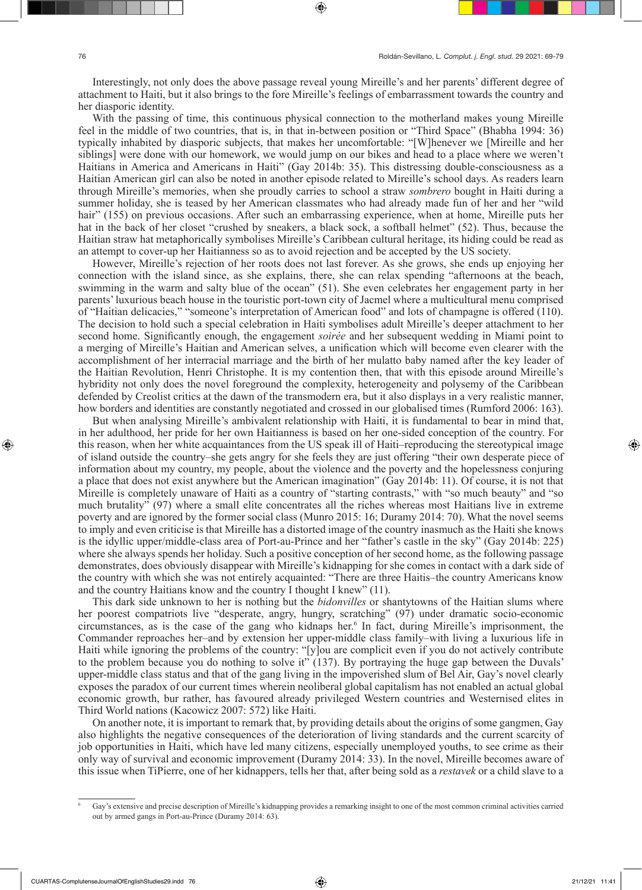Interestingly, not only does the above passage reveal young Mireille's and her parents' different degree of attachment to Haiti, but it also brings to the fore Mireille's feelings of embarrassment towards the country and her diasporic identity.

With the passing of time, this continuous physical connection to the motherland makes young Mireille feel in the middle of two countries, that is, in that in-between position or "Third Space" (Bhabha 1994: 36) typically inhabited by diasporic subjects, that makes her uncomfortable: "[W]henever we [Mireille and her siblings] were done with our homework, we would jump on our bikes and head to a place where we weren't Haitians in America and Americans in Haiti" (Gay 2014b: 35). This distressing double-consciousness as a Haitian American girl can also be noted in another episode related to Mireille's school days. As readers learn through Mireille's memories, when she proudly carries to school a straw *sombrero* bought in Haiti during a summer holiday, she is teased by her American classmates who had already made fun of her and her "wild hair" (155) on previous occasions. After such an embarrassing experience, when at home, Mireille puts her hat in the back of her closet "crushed by sneakers, a black sock, a softball helmet" (52). Thus, because the Haitian straw hat metaphorically symbolises Mireille's Caribbean cultural heritage, its hiding could be read as an attempt to cover-up her Haitianness so as to avoid rejection and be accepted by the US society.

However, Mireille's rejection of her roots does not last forever. As she grows, she ends up enjoying her connection with the island since, as she explains, there, she can relax spending "afternoons at the beach, swimming in the warm and salty blue of the ocean" (51). She even celebrates her engagement party in her parents' luxurious beach house in the touristic port-town city of Jacmel where a multicultural menu comprised of "Haitian delicacies," "someone's interpretation of American food" and lots of champagne is offered (110). The decision to hold such a special celebration in Haiti symbolises adult Mireille's deeper attachment to her second home. Significantly enough, the engagement *soirée* and her subsequent wedding in Miami point to a merging of Mireille's Haitian and American selves, a unification which will become even clearer with the accomplishment of her interracial marriage and the birth of her mulatto baby named after the key leader of the Haitian Revolution, Henri Christophe. It is my contention then, that with this episode around Mireille's hybridity not only does the novel foreground the complexity, heterogeneity and polysemy of the Caribbean defended by Creolist critics at the dawn of the transmodern era, but it also displays in a very realistic manner, how borders and identities are constantly negotiated and crossed in our globalised times (Rumford 2006: 163).

But when analysing Mireille's ambivalent relationship with Haiti, it is fundamental to bear in mind that, in her adulthood, her pride for her own Haitianness is based on her one-sided conception of the country. For this reason, when her white acquaintances from the US speak ill of Haiti–reproducing the stereotypical image of island outside the country–she gets angry for she feels they are just offering "their own desperate piece of information about my country, my people, about the violence and the poverty and the hopelessness conjuring a place that does not exist anywhere but the American imagination" (Gay 2014b: 11). Of course, it is not that Mireille is completely unaware of Haiti as a country of "starting contrasts," with "so much beauty" and "so much brutality" (97) where a small elite concentrates all the riches whereas most Haitians live in extreme poverty and are ignored by the former social class (Munro 2015: 16; Duramy 2014: 70). What the novel seems to imply and even criticise is that Mireille has a distorted image of the country inasmuch as the Haiti she knows is the idyllic upper/middle-class area of Port-au-Prince and her "father's castle in the sky" (Gay 2014b: 225) where she always spends her holiday. Such a positive conception of her second home, as the following passage demonstrates, does obviously disappear with Mireille's kidnapping for she comes in contact with a dark side of the country with which she was not entirely acquainted: "There are three Haitis–the country Americans know and the country Haitians know and the country I thought I knew" (11).

This dark side unknown to her is nothing but the *bidonvilles* or shantytowns of the Haitian slums where her poorest compatriots live "desperate, angry, hungry, scratching" (97) under dramatic socio-economic circumstances, as is the case of the gang who kidnaps her.[6] In fact, during Mireille's imprisonment, the Commander reproaches her–and by extension her upper-middle class family–with living a luxurious life in Haiti while ignoring the problems of the country: "[y]ou are complicit even if you do not actively contribute to the problem because you do nothing to solve it" (137). By portraying the huge gap between the Duvals' upper-middle class status and that of the gang living in the impoverished slum of Bel Air, Gay's novel clearly exposes the paradox of our current times wherein neoliberal global capitalism has not enabled an actual global economic growth, bur rather, has favoured already privileged Western countries and Westernised elites in Third World nations (Kacowicz 2007: 572) like Haiti.

On another note, it is important to remark that, by providing details about the origins of some gangmen, Gay also highlights the negative consequences of the deterioration of living standards and the current scarcity of job opportunities in Haiti, which have led many citizens, especially unemployed youths, to see crime as their only way of survival and economic improvement (Duramy 2014: 33). In the novel, Mireille becomes aware of this issue when TiPierre, one of her kidnappers, tells her that, after being sold as a *restavek* or a child slave to a

---

[6] Gay's extensive and precise description of Mireille's kidnapping provides a remarking insight to one of the most common criminal activities carried out by armed gangs in Port-au-Prince (Duramy 2014: 63).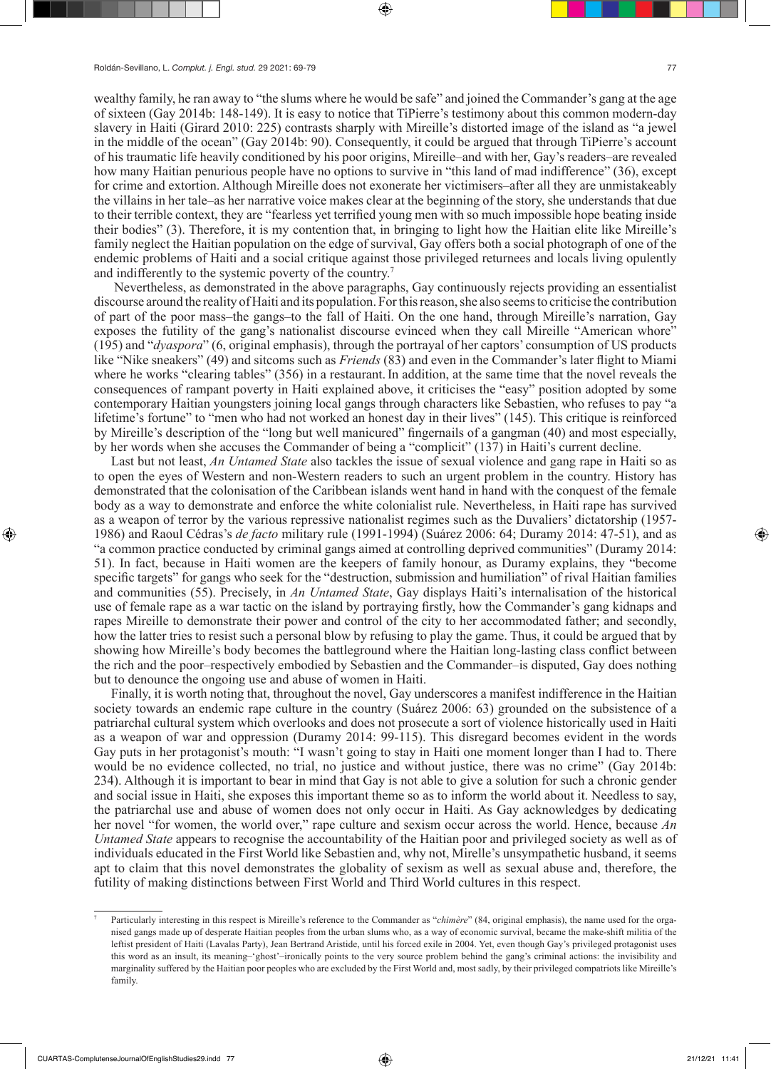wealthy family, he ran away to "the slums where he would be safe" and joined the Commander's gang at the age of sixteen (Gay 2014b: 148-149). It is easy to notice that TiPierre's testimony about this common modern-day slavery in Haiti (Girard 2010: 225) contrasts sharply with Mireille's distorted image of the island as "a jewel in the middle of the ocean" (Gay 2014b: 90). Consequently, it could be argued that through TiPierre's account of his traumatic life heavily conditioned by his poor origins, Mireille–and with her, Gay's readers–are revealed how many Haitian penurious people have no options to survive in "this land of mad indifference" (36), except for crime and extortion. Although Mireille does not exonerate her victimisers–after all they are unmistakeably the villains in her tale–as her narrative voice makes clear at the beginning of the story, she understands that due to their terrible context, they are "fearless yet terrified young men with so much impossible hope beating inside their bodies" (3). Therefore, it is my contention that, in bringing to light how the Haitian elite like Mireille's family neglect the Haitian population on the edge of survival, Gay offers both a social photograph of one of the endemic problems of Haiti and a social critique against those privileged returnees and locals living opulently and indifferently to the systemic poverty of the country.[7]

Nevertheless, as demonstrated in the above paragraphs, Gay continuously rejects providing an essentialist discourse around the reality of Haiti and its population. For this reason, she also seems to criticise the contribution of part of the poor mass–the gangs–to the fall of Haiti. On the one hand, through Mireille's narration, Gay exposes the futility of the gang's nationalist discourse evinced when they call Mireille "American whore" (195) and "*dyaspora*" (6, original emphasis), through the portrayal of her captors' consumption of US products like "Nike sneakers" (49) and sitcoms such as *Friends* (83) and even in the Commander's later flight to Miami where he works "clearing tables" (356) in a restaurant. In addition, at the same time that the novel reveals the consequences of rampant poverty in Haiti explained above, it criticises the "easy" position adopted by some contemporary Haitian youngsters joining local gangs through characters like Sebastien, who refuses to pay "a lifetime's fortune" to "men who had not worked an honest day in their lives" (145). This critique is reinforced by Mireille's description of the "long but well manicured" fingernails of a gangman (40) and most especially, by her words when she accuses the Commander of being a "complicit" (137) in Haiti's current decline.

Last but not least, *An Untamed State* also tackles the issue of sexual violence and gang rape in Haiti so as to open the eyes of Western and non-Western readers to such an urgent problem in the country. History has demonstrated that the colonisation of the Caribbean islands went hand in hand with the conquest of the female body as a way to demonstrate and enforce the white colonialist rule. Nevertheless, in Haiti rape has survived as a weapon of terror by the various repressive nationalist regimes such as the Duvaliers' dictatorship (1957-1986) and Raoul Cédras's *de facto* military rule (1991-1994) (Suárez 2006: 64; Duramy 2014: 47-51), and as "a common practice conducted by criminal gangs aimed at controlling deprived communities" (Duramy 2014: 51). In fact, because in Haiti women are the keepers of family honour, as Duramy explains, they "become specific targets" for gangs who seek for the "destruction, submission and humiliation" of rival Haitian families and communities (55). Precisely, in *An Untamed State*, Gay displays Haiti's internalisation of the historical use of female rape as a war tactic on the island by portraying firstly, how the Commander's gang kidnaps and rapes Mireille to demonstrate their power and control of the city to her accommodated father; and secondly, how the latter tries to resist such a personal blow by refusing to play the game. Thus, it could be argued that by showing how Mireille's body becomes the battleground where the Haitian long-lasting class conflict between the rich and the poor–respectively embodied by Sebastien and the Commander–is disputed, Gay does nothing but to denounce the ongoing use and abuse of women in Haiti.

Finally, it is worth noting that, throughout the novel, Gay underscores a manifest indifference in the Haitian society towards an endemic rape culture in the country (Suárez 2006: 63) grounded on the subsistence of a patriarchal cultural system which overlooks and does not prosecute a sort of violence historically used in Haiti as a weapon of war and oppression (Duramy 2014: 99-115). This disregard becomes evident in the words Gay puts in her protagonist's mouth: "I wasn't going to stay in Haiti one moment longer than I had to. There would be no evidence collected, no trial, no justice and without justice, there was no crime" (Gay 2014b: 234). Although it is important to bear in mind that Gay is not able to give a solution for such a chronic gender and social issue in Haiti, she exposes this important theme so as to inform the world about it. Needless to say, the patriarchal use and abuse of women does not only occur in Haiti. As Gay acknowledges by dedicating her novel "for women, the world over," rape culture and sexism occur across the world. Hence, because *An Untamed State* appears to recognise the accountability of the Haitian poor and privileged society as well as of individuals educated in the First World like Sebastien and, why not, Mirelle's unsympathetic husband, it seems apt to claim that this novel demonstrates the globality of sexism as well as sexual abuse and, therefore, the futility of making distinctions between First World and Third World cultures in this respect.

---

[7] Particularly interesting in this respect is Mireille's reference to the Commander as "*chimère*" (84, original emphasis), the name used for the organised gangs made up of desperate Haitian peoples from the urban slums who, as a way of economic survival, became the make-shift militia of the leftist president of Haiti (Lavalas Party), Jean Bertrand Aristide, until his forced exile in 2004. Yet, even though Gay's privileged protagonist uses this word as an insult, its meaning–'ghost'–ironically points to the very source problem behind the gang's criminal actions: the invisibility and marginality suffered by the Haitian poor peoples who are excluded by the First World and, most sadly, by their privileged compatriots like Mireille's family.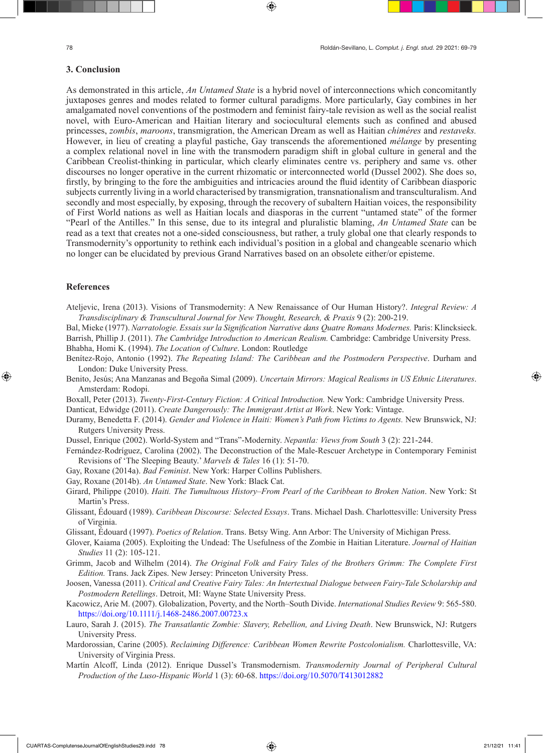## 3. Conclusion

As demonstrated in this article, *An Untamed State* is a hybrid novel of interconnections which concomitantly juxtaposes genres and modes related to former cultural paradigms. More particularly, Gay combines in her amalgamated novel conventions of the postmodern and feminist fairy-tale revision as well as the social realist novel, with Euro-American and Haitian literary and sociocultural elements such as confined and abused princesses, *zombis*, *maroons*, transmigration, the American Dream as well as Haitian *chiméres* and *restaveks.* However, in lieu of creating a playful pastiche, Gay transcends the aforementioned *mélange* by presenting a complex relational novel in line with the transmodern paradigm shift in global culture in general and the Caribbean Creolist-thinking in particular, which clearly eliminates centre vs. periphery and same vs. other discourses no longer operative in the current rhizomatic or interconnected world (Dussel 2002). She does so, firstly, by bringing to the fore the ambiguities and intricacies around the fluid identity of Caribbean diasporic subjects currently living in a world characterised by transmigration, transnationalism and transculturalism. And secondly and most especially, by exposing, through the recovery of subaltern Haitian voices, the responsibility of First World nations as well as Haitian locals and diasporas in the current "untamed state" of the former "Pearl of the Antilles." In this sense, due to its integral and pluralistic blaming, *An Untamed State* can be read as a text that creates not a one-sided consciousness, but rather, a truly global one that clearly responds to Transmodernity's opportunity to rethink each individual's position in a global and changeable scenario which no longer can be elucidated by previous Grand Narratives based on an obsolete either/or episteme.

## References

Ateljevic, Irena (2013). Visions of Transmodernity: A New Renaissance of Our Human History?. *Integral Review: A Transdisciplinary & Transcultural Journal for New Thought, Research, & Praxis* 9 (2): 200-219.

Bal, Mieke (1977). *Narratologie. Essais sur la Signification Narrative dans Quatre Romans Modernes.* Paris: Klincksieck.

Barrish, Phillip J. (2011). *The Cambridge Introduction to American Realism.* Cambridge: Cambridge University Press.

Bhabha, Homi K. (1994). *The Location of Culture*. London: Routledge

Benítez-Rojo, Antonio (1992). *The Repeating Island: The Caribbean and the Postmodern Perspective*. Durham and London: Duke University Press.

Benito, Jesús; Ana Manzanas and Begoña Simal (2009). *Uncertain Mirrors: Magical Realisms in US Ethnic Literatures*. Amsterdam: Rodopi.

Boxall, Peter (2013). *Twenty-First-Century Fiction: A Critical Introduction.* New York: Cambridge University Press.

Danticat, Edwidge (2011). *Create Dangerously: The Immigrant Artist at Work*. New York: Vintage.

Duramy, Benedetta F. (2014). *Gender and Violence in Haiti: Women's Path from Victims to Agents.* New Brunswick, NJ: Rutgers University Press.

Dussel, Enrique (2002). World-System and "Trans"-Modernity. *Nepantla: Views from South* 3 (2): 221-244.

Fernández-Rodríguez, Carolina (2002). The Deconstruction of the Male-Rescuer Archetype in Contemporary Feminist Revisions of 'The Sleeping Beauty.' *Marvels & Tales* 16 (1): 51-70.

Gay, Roxane (2014a). *Bad Feminist*. New York: Harper Collins Publishers.

Gay, Roxane (2014b). *An Untamed State*. New York: Black Cat.

Girard, Philippe (2010). *Haiti. The Tumultuous History–From Pearl of the Caribbean to Broken Nation*. New York: St Martin's Press.

Glissant, Édouard (1989). *Caribbean Discourse: Selected Essays*. Trans. Michael Dash. Charlottesville: University Press of Virginia.

Glissant, Édouard (1997). *Poetics of Relation*. Trans. Betsy Wing. Ann Arbor: The University of Michigan Press.

Glover, Kaiama (2005). Exploiting the Undead: The Usefulness of the Zombie in Haitian Literature. *Journal of Haitian Studies* 11 (2): 105-121.

Grimm, Jacob and Wilhelm (2014). *The Original Folk and Fairy Tales of the Brothers Grimm: The Complete First Edition.* Trans. Jack Zipes. New Jersey: Princeton University Press.

Joosen, Vanessa (2011). *Critical and Creative Fairy Tales: An Intertextual Dialogue between Fairy-Tale Scholarship and Postmodern Retellings*. Detroit, MI: Wayne State University Press.

Kacowicz, Arie M. (2007). Globalization, Poverty, and the North–South Divide. *International Studies Review* 9: 565-580. https://doi.org/10.1111/j.1468-2486.2007.00723.x

Lauro, Sarah J. (2015). *The Transatlantic Zombie: Slavery, Rebellion, and Living Death*. New Brunswick, NJ: Rutgers University Press.

Mardorossian, Carine (2005). *Reclaiming Difference: Caribbean Women Rewrite Postcolonialism.* Charlottesville, VA: University of Virginia Press.

Martín Alcoff, Linda (2012). Enrique Dussel's Transmodernism. *Transmodernity Journal of Peripheral Cultural Production of the Luso-Hispanic World* 1 (3): 60-68. https://doi.org/10.5070/T413012882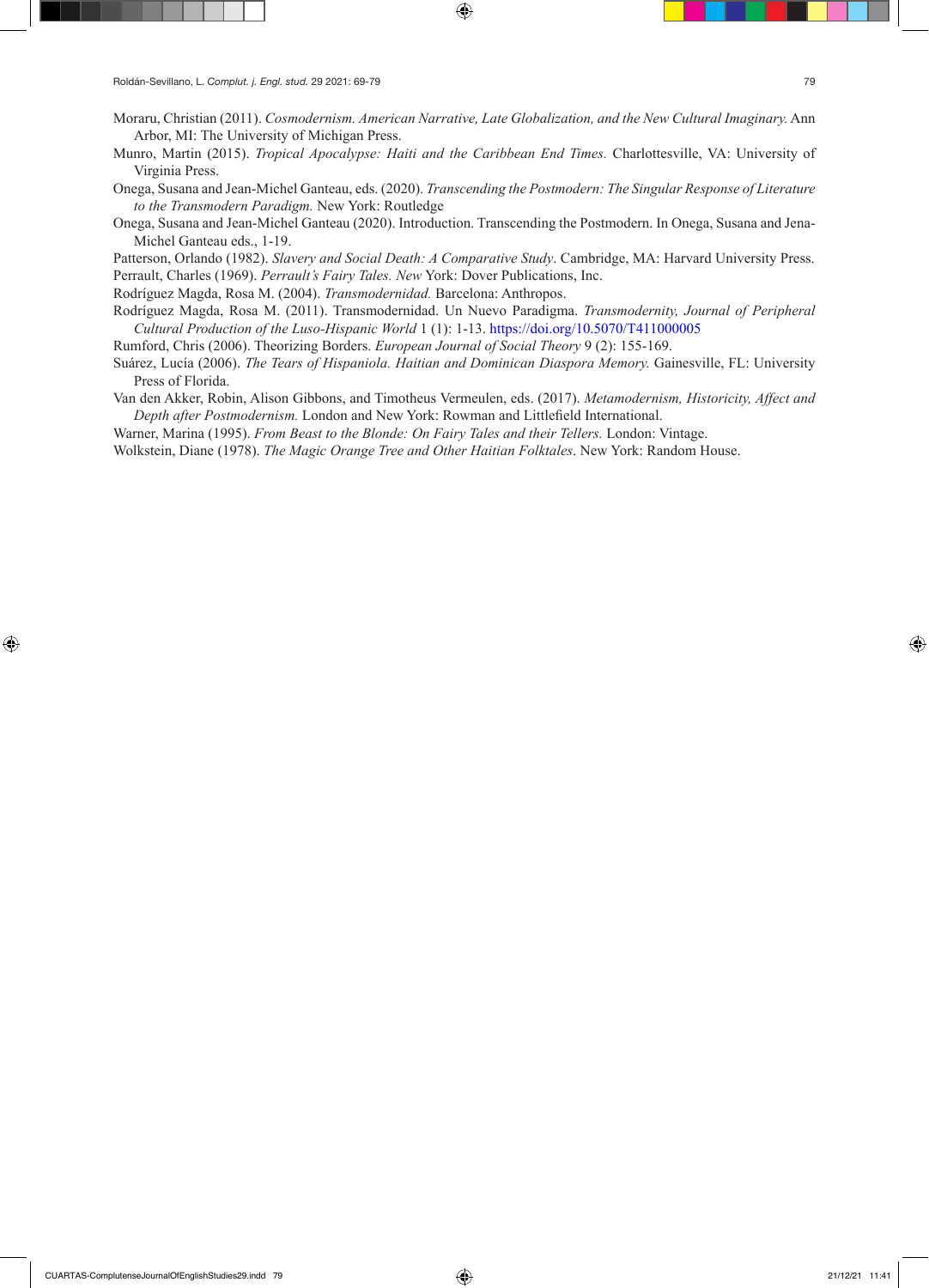Moraru, Christian (2011). *Cosmodernism. American Narrative, Late Globalization, and the New Cultural Imaginary.* Ann Arbor, MI: The University of Michigan Press.

Munro, Martin (2015). *Tropical Apocalypse: Haiti and the Caribbean End Times.* Charlottesville, VA: University of Virginia Press.

Onega, Susana and Jean-Michel Ganteau, eds. (2020). *Transcending the Postmodern: The Singular Response of Literature to the Transmodern Paradigm.* New York: Routledge

Onega, Susana and Jean-Michel Ganteau (2020). Introduction. Transcending the Postmodern. In Onega, Susana and Jena-Michel Ganteau eds., 1-19.

Patterson, Orlando (1982). *Slavery and Social Death: A Comparative Study*. Cambridge, MA: Harvard University Press.

Perrault, Charles (1969). *Perrault's Fairy Tales. New* York: Dover Publications, Inc.

Rodríguez Magda, Rosa M. (2004). *Transmodernidad.* Barcelona: Anthropos.

Rodríguez Magda, Rosa M. (2011). Transmodernidad. Un Nuevo Paradigma. *Transmodernity, Journal of Peripheral Cultural Production of the Luso-Hispanic World* 1 (1): 1-13. https://doi.org/10.5070/T411000005

Rumford, Chris (2006). Theorizing Borders. *European Journal of Social Theory* 9 (2): 155-169.

Suárez, Lucía (2006). *The Tears of Hispaniola. Haitian and Dominican Diaspora Memory.* Gainesville, FL: University Press of Florida.

Van den Akker, Robin, Alison Gibbons, and Timotheus Vermeulen, eds. (2017). *Metamodernism, Historicity, Affect and Depth after Postmodernism.* London and New York: Rowman and Littlefield International.

Warner, Marina (1995). *From Beast to the Blonde: On Fairy Tales and their Tellers.* London: Vintage.

Wolkstein, Diane (1978). *The Magic Orange Tree and Other Haitian Folktales*. New York: Random House.